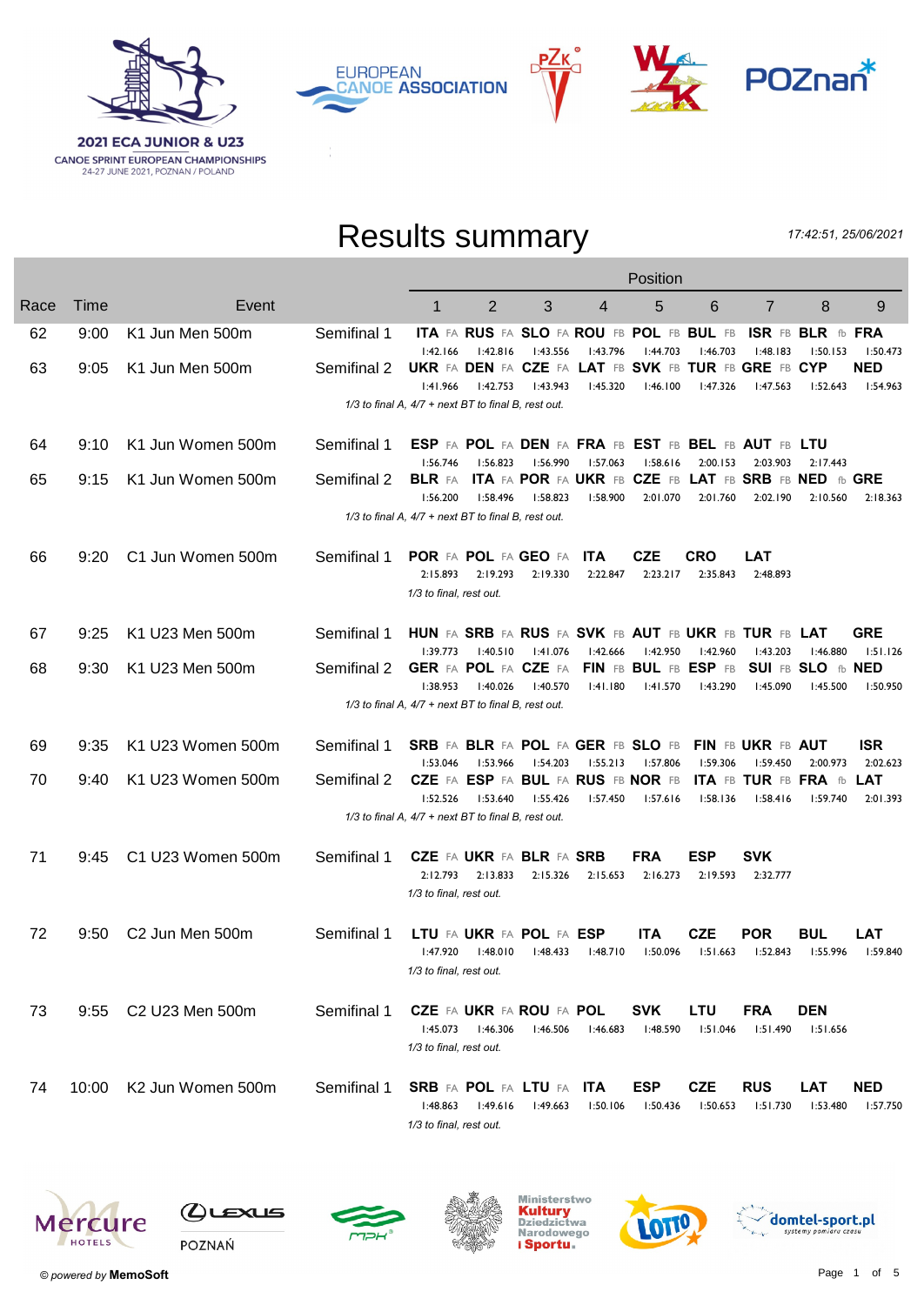2021 ECA JUNIOR & U23
CANOE SPRINT EUROPEAN CHAMPIONSHIPS
24-27 JUNE 2021, POZNAN / POLAND

# Results summary

*17:42:51, 25/06/2021*

| Race | Time | Event | | 1 | 2 | 3 | 4 | 5 | 6 | 7 | 8 | 9 |
|---|---|---|---|---|---|---|---|---|---|---|---|---|
| 62 | 9:00 | K1 Jun Men 500m | Semifinal 1 | **ITA** FA 1:42.166 | **RUS** FA 1:42.816 | **SLO** FA 1:43.556 | **ROU** FB 1:43.796 | **POL** FB 1:44.703 | **BUL** FB 1:46.703 | **ISR** FB 1:48.183 | **BLR** fb 1:50.153 | **FRA** 1:50.473 |
| 63 | 9:05 | K1 Jun Men 500m | Semifinal 2 | **UKR** FA 1:41.966 | **DEN** FA 1:42.753 | **CZE** FA 1:43.943 | **LAT** FB 1:45.320 | **SVK** FB 1:46.100 | **TUR** FB 1:47.326 | **GRE** FB 1:47.563 | **CYP** 1:52.643 | **NED** 1:54.963 |
| | | | *1/3 to final A, 4/7 + next BT to final B, rest out.* | | | | | | | | | |
| 64 | 9:10 | K1 Jun Women 500m | Semifinal 1 | **ESP** FA 1:56.746 | **POL** FA 1:56.823 | **DEN** FA 1:56.990 | **FRA** FB 1:57.063 | **EST** FB 1:58.616 | **BEL** FB 2:00.153 | **AUT** FB 2:03.903 | **LTU** 2:17.443 | |
| 65 | 9:15 | K1 Jun Women 500m | Semifinal 2 | **BLR** FA 1:56.200 | **ITA** FA 1:58.496 | **POR** FA 1:58.823 | **UKR** FB 1:58.900 | **CZE** FB 2:01.070 | **LAT** FB 2:01.760 | **SRB** FB 2:02.190 | **NED** fb 2:10.560 | **GRE** 2:18.363 |
| | | | *1/3 to final A, 4/7 + next BT to final B, rest out.* | | | | | | | | | |
| 66 | 9:20 | C1 Jun Women 500m | Semifinal 1 | **POR** FA 2:15.893 | **POL** FA 2:19.293 | **GEO** FA 2:19.330 | **ITA** 2:22.847 | **CZE** 2:23.217 | **CRO** 2:35.843 | **LAT** 2:48.893 | | |
| | | | *1/3 to final, rest out.* | | | | | | | | | |
| 67 | 9:25 | K1 U23 Men 500m | Semifinal 1 | **HUN** FA 1:39.773 | **SRB** FA 1:40.510 | **RUS** FA 1:41.076 | **SVK** FB 1:42.666 | **AUT** FB 1:42.950 | **UKR** FB 1:42.960 | **TUR** FB 1:43.203 | **LAT** 1:46.880 | **GRE** 1:51.126 |
| 68 | 9:30 | K1 U23 Men 500m | Semifinal 2 | **GER** FA 1:38.953 | **POL** FA 1:40.026 | **CZE** FA 1:40.570 | **FIN** FB 1:41.180 | **BUL** FB 1:41.570 | **ESP** FB 1:43.290 | **SUI** FB 1:45.090 | **SLO** fb 1:45.500 | **NED** 1:50.950 |
| | | | *1/3 to final A, 4/7 + next BT to final B, rest out.* | | | | | | | | | |
| 69 | 9:35 | K1 U23 Women 500m | Semifinal 1 | **SRB** FA 1:53.046 | **BLR** FA 1:53.966 | **POL** FA 1:54.203 | **GER** FB 1:55.213 | **SLO** FB 1:57.806 | **FIN** FB 1:59.306 | **UKR** FB 1:59.450 | **AUT** 2:00.973 | **ISR** 2:02.623 |
| 70 | 9:40 | K1 U23 Women 500m | Semifinal 2 | **CZE** FA 1:52.526 | **ESP** FA 1:53.640 | **BUL** FA 1:55.426 | **RUS** FB 1:57.450 | **NOR** FB 1:57.616 | **ITA** FB 1:58.136 | **TUR** FB 1:58.416 | **FRA** fb 1:59.740 | **LAT** 2:01.393 |
| | | | *1/3 to final A, 4/7 + next BT to final B, rest out.* | | | | | | | | | |
| 71 | 9:45 | C1 U23 Women 500m | Semifinal 1 | **CZE** FA 2:12.793 | **UKR** FA 2:13.833 | **BLR** FA 2:15.326 | **SRB** 2:15.653 | **FRA** 2:16.273 | **ESP** 2:19.593 | **SVK** 2:32.777 | | |
| | | | *1/3 to final, rest out.* | | | | | | | | | |
| 72 | 9:50 | C2 Jun Men 500m | Semifinal 1 | **LTU** FA 1:47.920 | **UKR** FA 1:48.010 | **POL** FA 1:48.433 | **ESP** 1:48.710 | **ITA** 1:50.096 | **CZE** 1:51.663 | **POR** 1:52.843 | **BUL** 1:55.996 | **LAT** 1:59.840 |
| | | | *1/3 to final, rest out.* | | | | | | | | | |
| 73 | 9:55 | C2 U23 Men 500m | Semifinal 1 | **CZE** FA 1:45.073 | **UKR** FA 1:46.306 | **ROU** FA 1:46.506 | **POL** 1:46.683 | **SVK** 1:48.590 | **LTU** 1:51.046 | **FRA** 1:51.490 | **DEN** 1:51.656 | |
| | | | *1/3 to final, rest out.* | | | | | | | | | |
| 74 | 10:00 | K2 Jun Women 500m | Semifinal 1 | **SRB** FA 1:48.863 | **POL** FA 1:49.616 | **LTU** FA 1:49.663 | **ITA** 1:50.106 | **ESP** 1:50.436 | **CZE** 1:50.653 | **RUS** 1:51.730 | **LAT** 1:53.480 | **NED** 1:57.750 |
| | | | *1/3 to final, rest out.* | | | | | | | | | |

© *powered by* **MemoSoft**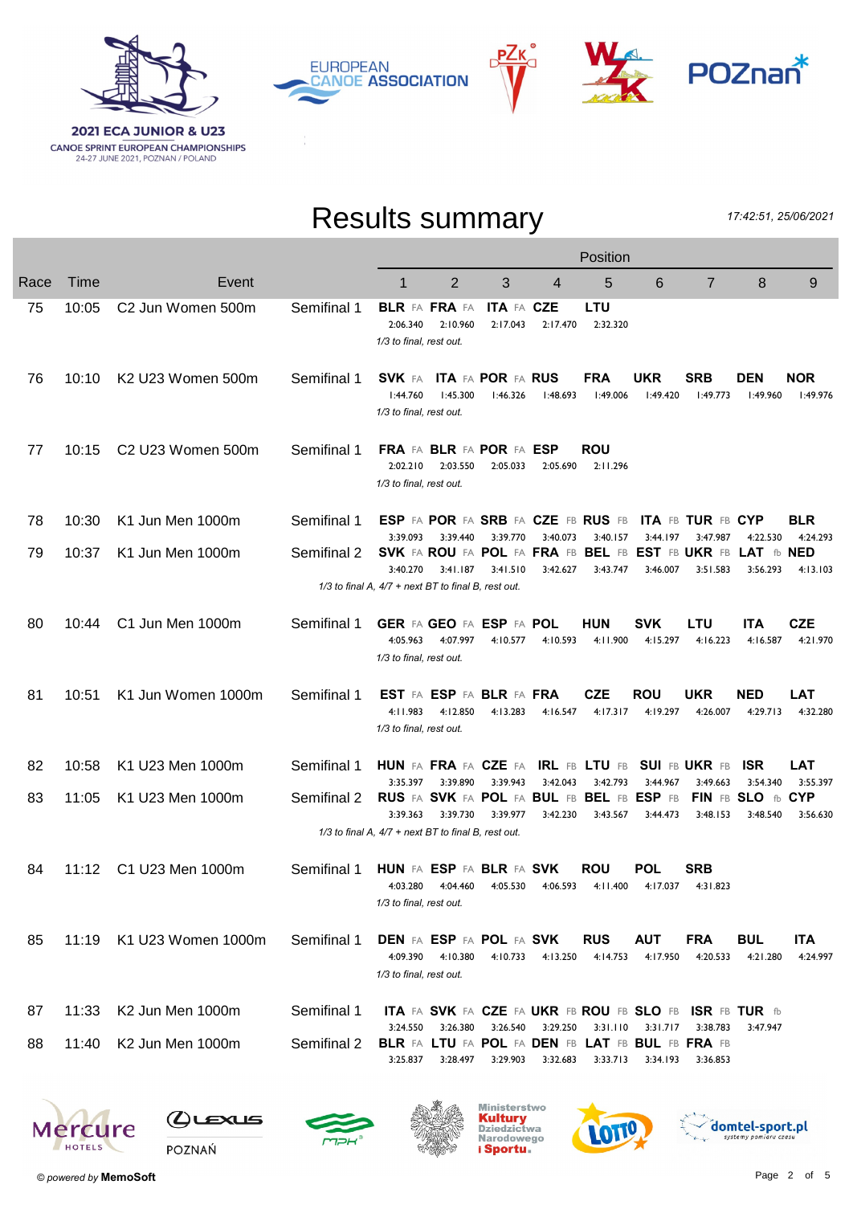2021 ECA JUNIOR & U23
CANOE SPRINT EUROPEAN CHAMPIONSHIPS
24-27 JUNE 2021, POZNAN / POLAND

# Results summary

*17:42:51, 25/06/2021*

| Race | Time | Event | | 1 | 2 | 3 | 4 | 5 | 6 | 7 | 8 | 9 |
|---|---|---|---|---|---|---|---|---|---|---|---|---|
| 75 | 10:05 | C2 Jun Women 500m | Semifinal 1 | **BLR** FA 2:06.340 | **FRA** FA 2:10.960 | **ITA** FA 2:17.043 | **CZE** 2:17.470 | **LTU** 2:32.320 | | | | |
| | | | | *1/3 to final, rest out.* | | | | | | | | |
| 76 | 10:10 | K2 U23 Women 500m | Semifinal 1 | **SVK** FA 1:44.760 | **ITA** FA 1:45.300 | **POR** FA 1:46.326 | **RUS** 1:48.693 | **FRA** 1:49.006 | **UKR** 1:49.420 | **SRB** 1:49.773 | **DEN** 1:49.960 | **NOR** 1:49.976 |
| | | | | *1/3 to final, rest out.* | | | | | | | | |
| 77 | 10:15 | C2 U23 Women 500m | Semifinal 1 | **FRA** FA 2:02.210 | **BLR** FA 2:03.550 | **POR** FA 2:05.033 | **ESP** 2:05.690 | **ROU** 2:11.296 | | | | |
| | | | | *1/3 to final, rest out.* | | | | | | | | |
| 78 | 10:30 | K1 Jun Men 1000m | Semifinal 1 | **ESP** FA 3:39.093 | **POR** FA 3:39.440 | **SRB** FA 3:39.770 | **CZE** FB 3:40.073 | **RUS** FB 3:40.157 | **ITA** FB 3:44.197 | **TUR** FB 3:47.987 | **CYP** 4:22.530 | **BLR** 4:24.293 |
| 79 | 10:37 | K1 Jun Men 1000m | Semifinal 2 | **SVK** FA 3:40.270 | **ROU** FA 3:41.187 | **POL** FA 3:41.510 | **FRA** FB 3:42.627 | **BEL** FB 3:43.747 | **EST** FB 3:46.007 | **UKR** FB 3:51.583 | **LAT** fb 3:56.293 | **NED** 4:13.103 |
| | | | | *1/3 to final A, 4/7 + next BT to final B, rest out.* | | | | | | | | |
| 80 | 10:44 | C1 Jun Men 1000m | Semifinal 1 | **GER** FA 4:05.963 | **GEO** FA 4:07.997 | **ESP** FA 4:10.577 | **POL** 4:10.593 | **HUN** 4:11.900 | **SVK** 4:15.297 | **LTU** 4:16.223 | **ITA** 4:16.587 | **CZE** 4:21.970 |
| | | | | *1/3 to final, rest out.* | | | | | | | | |
| 81 | 10:51 | K1 Jun Women 1000m | Semifinal 1 | **EST** FA 4:11.983 | **ESP** FA 4:12.850 | **BLR** FA 4:13.283 | **FRA** 4:16.547 | **CZE** 4:17.317 | **ROU** 4:19.297 | **UKR** 4:26.007 | **NED** 4:29.713 | **LAT** 4:32.280 |
| | | | | *1/3 to final, rest out.* | | | | | | | | |
| 82 | 10:58 | K1 U23 Men 1000m | Semifinal 1 | **HUN** FA 3:35.397 | **FRA** FA 3:39.890 | **CZE** FA 3:39.943 | **IRL** FB 3:42.043 | **LTU** FB 3:42.793 | **SUI** FB 3:44.967 | **UKR** FB 3:49.663 | **ISR** 3:54.340 | **LAT** 3:55.397 |
| 83 | 11:05 | K1 U23 Men 1000m | Semifinal 2 | **RUS** FA 3:39.363 | **SVK** FA 3:39.730 | **POL** FA 3:39.977 | **BUL** FB 3:42.230 | **BEL** FB 3:43.567 | **ESP** FB 3:44.473 | **FIN** FB 3:48.153 | **SLO** fb 3:48.540 | **CYP** 3:56.630 |
| | | | | *1/3 to final A, 4/7 + next BT to final B, rest out.* | | | | | | | | |
| 84 | 11:12 | C1 U23 Men 1000m | Semifinal 1 | **HUN** FA 4:03.280 | **ESP** FA 4:04.460 | **BLR** FA 4:05.530 | **SVK** 4:06.593 | **ROU** 4:11.400 | **POL** 4:17.037 | **SRB** 4:31.823 | | |
| | | | | *1/3 to final, rest out.* | | | | | | | | |
| 85 | 11:19 | K1 U23 Women 1000m | Semifinal 1 | **DEN** FA 4:09.390 | **ESP** FA 4:10.380 | **POL** FA 4:10.733 | **SVK** 4:13.250 | **RUS** 4:14.753 | **AUT** 4:17.950 | **FRA** 4:20.533 | **BUL** 4:21.280 | **ITA** 4:24.997 |
| | | | | *1/3 to final, rest out.* | | | | | | | | |
| 87 | 11:33 | K2 Jun Men 1000m | Semifinal 1 | **ITA** FA 3:24.550 | **SVK** FA 3:26.380 | **CZE** FA 3:26.540 | **UKR** FB 3:29.250 | **ROU** FB 3:31.110 | **SLO** FB 3:31.717 | **ISR** FB 3:38.783 | **TUR** fb 3:47.947 | |
| 88 | 11:40 | K2 Jun Men 1000m | Semifinal 2 | **BLR** FA 3:25.837 | **LTU** FA 3:28.497 | **POL** FA 3:29.903 | **DEN** FB 3:32.683 | **LAT** FB 3:33.713 | **BUL** FB 3:34.193 | **FRA** FB 3:36.853 | | |

© powered by **MemoSoft**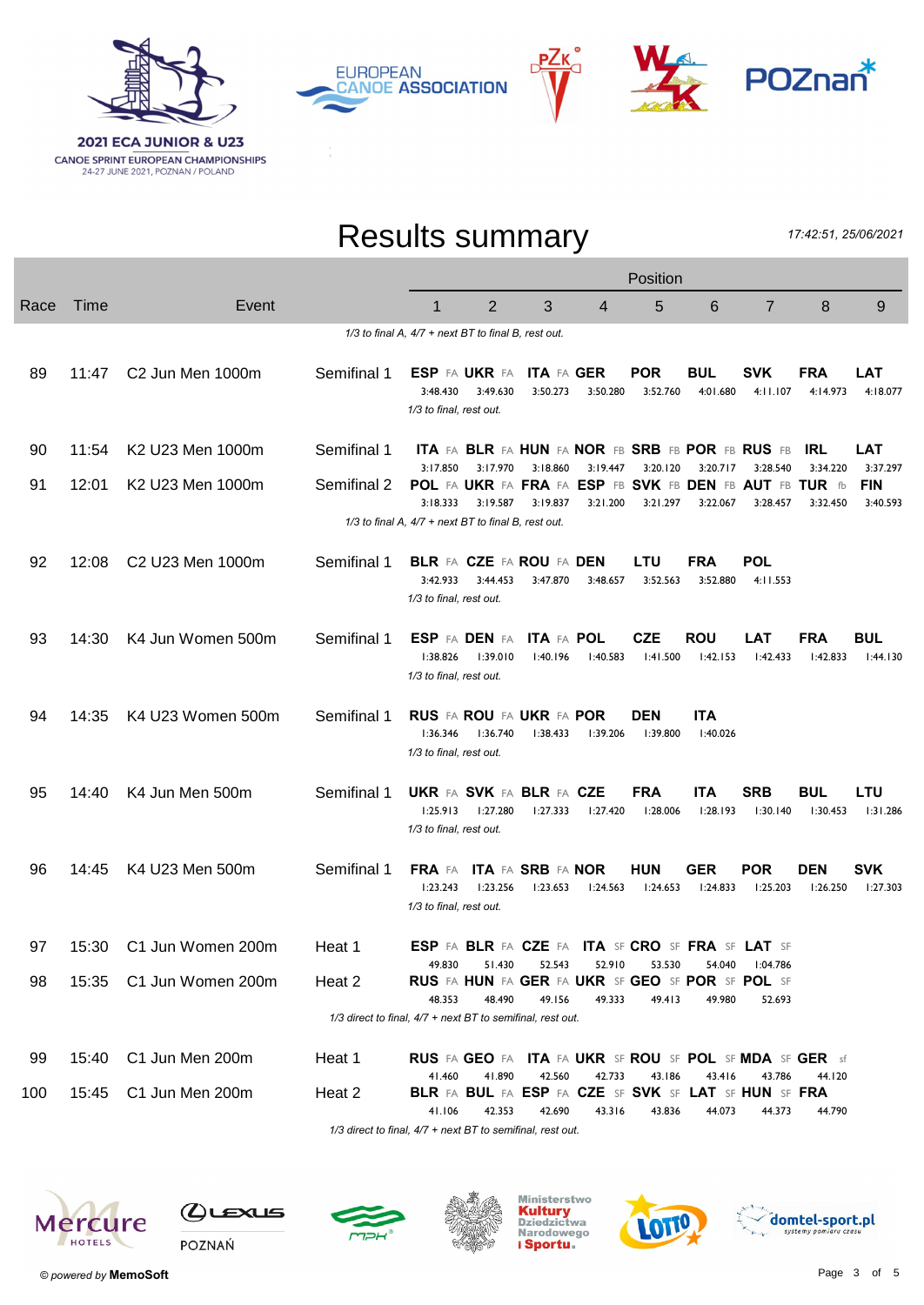2021 ECA JUNIOR & U23
CANOE SPRINT EUROPEAN CHAMPIONSHIPS
24-27 JUNE 2021, POZNAN / POLAND

# Results summary

17:42:51, 25/06/2021

| Race | Time | Event | | 1 | 2 | 3 | 4 | 5 | 6 | 7 | 8 | 9 |
|---|---|---|---|---|---|---|---|---|---|---|---|---|
| | | | | *1/3 to final A, 4/7 + next BT to final B, rest out.* | | | | | | | | |
| 89 | 11:47 | C2 Jun Men 1000m | Semifinal 1 | ESP FA 3:48.430 | UKR FA 3:49.630 | ITA FA 3:50.273 | GER 3:50.280 | POR 3:52.760 | BUL 4:01.680 | SVK 4:11.107 | FRA 4:14.973 | LAT 4:18.077 |
| | | | | *1/3 to final, rest out.* | | | | | | | | |
| 90 | 11:54 | K2 U23 Men 1000m | Semifinal 1 | ITA FA 3:17.850 | BLR FA 3:17.970 | HUN FA 3:18.860 | NOR FB 3:19.447 | SRB FB 3:20.120 | POR FB 3:20.717 | RUS FB 3:28.540 | IRL 3:34.220 | LAT 3:37.297 |
| 91 | 12:01 | K2 U23 Men 1000m | Semifinal 2 | POL FA 3:18.333 | UKR FA 3:19.587 | FRA FA 3:19.837 | ESP FB 3:21.200 | SVK FB 3:21.297 | DEN FB 3:22.067 | AUT FB 3:28.457 | TUR fb 3:32.450 | FIN 3:40.593 |
| | | | | *1/3 to final A, 4/7 + next BT to final B, rest out.* | | | | | | | | |
| 92 | 12:08 | C2 U23 Men 1000m | Semifinal 1 | BLR FA 3:42.933 | CZE FA 3:44.453 | ROU FA 3:47.870 | DEN 3:48.657 | LTU 3:52.563 | FRA 3:52.880 | POL 4:11.553 | | |
| | | | | *1/3 to final, rest out.* | | | | | | | | |
| 93 | 14:30 | K4 Jun Women 500m | Semifinal 1 | ESP FA 1:38.826 | DEN FA 1:39.010 | ITA FA 1:40.196 | POL 1:40.583 | CZE 1:41.500 | ROU 1:42.153 | LAT 1:42.433 | FRA 1:42.833 | BUL 1:44.130 |
| | | | | *1/3 to final, rest out.* | | | | | | | | |
| 94 | 14:35 | K4 U23 Women 500m | Semifinal 1 | RUS FA 1:36.346 | ROU FA 1:36.740 | UKR FA 1:38.433 | POR 1:39.206 | DEN 1:39.800 | ITA 1:40.026 | | | |
| | | | | *1/3 to final, rest out.* | | | | | | | | |
| 95 | 14:40 | K4 Jun Men 500m | Semifinal 1 | UKR FA 1:25.913 | SVK FA 1:27.280 | BLR FA 1:27.333 | CZE 1:27.420 | FRA 1:28.006 | ITA 1:28.193 | SRB 1:30.140 | BUL 1:30.453 | LTU 1:31.286 |
| | | | | *1/3 to final, rest out.* | | | | | | | | |
| 96 | 14:45 | K4 U23 Men 500m | Semifinal 1 | FRA FA 1:23.243 | ITA FA 1:23.256 | SRB FA 1:23.653 | NOR 1:24.563 | HUN 1:24.653 | GER 1:24.833 | POR 1:25.203 | DEN 1:26.250 | SVK 1:27.303 |
| | | | | *1/3 to final, rest out.* | | | | | | | | |
| 97 | 15:30 | C1 Jun Women 200m | Heat 1 | ESP FA 49.830 | BLR FA 51.430 | CZE FA 52.543 | ITA SF 52.910 | CRO SF 53.530 | FRA SF 54.040 | LAT SF 1:04.786 | | |
| 98 | 15:35 | C1 Jun Women 200m | Heat 2 | RUS FA 48.353 | HUN FA 48.490 | GER FA 49.156 | UKR SF 49.333 | GEO SF 49.413 | POR SF 49.980 | POL SF 52.693 | | |
| | | | | *1/3 direct to final, 4/7 + next BT to semifinal, rest out.* | | | | | | | | |
| 99 | 15:40 | C1 Jun Men 200m | Heat 1 | RUS FA 41.460 | GEO FA 41.890 | ITA FA 42.560 | UKR SF 42.733 | ROU SF 43.186 | POL SF 43.416 | MDA SF 43.786 | GER sf 44.120 | |
| 100 | 15:45 | C1 Jun Men 200m | Heat 2 | BLR FA 41.106 | BUL FA 42.353 | ESP FA 42.690 | CZE SF 43.316 | SVK SF 43.836 | LAT SF 44.073 | HUN SF 44.373 | FRA 44.790 | |
| | | | | *1/3 direct to final, 4/7 + next BT to semifinal, rest out.* | | | | | | | | |

© powered by **MemoSoft**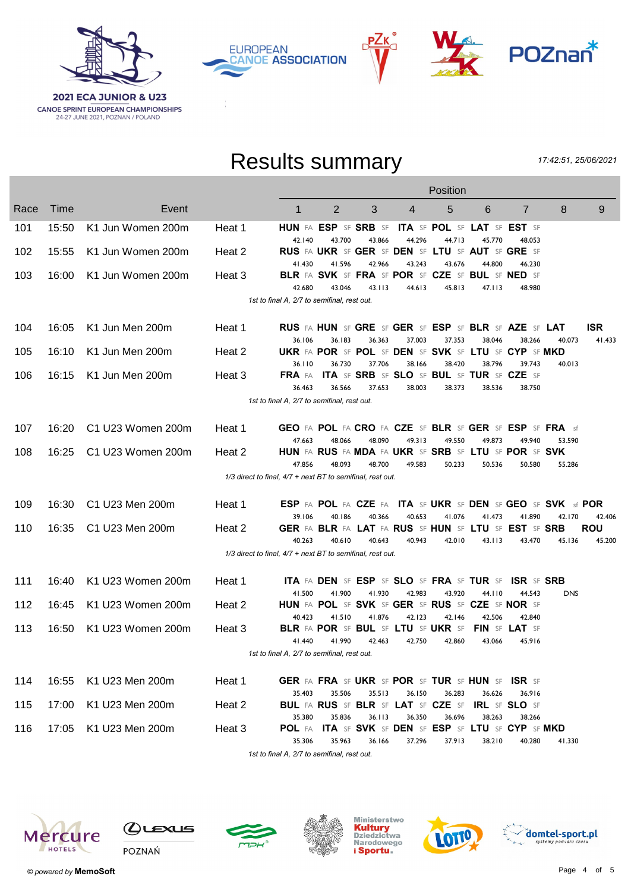2021 ECA JUNIOR & U23
CANOE SPRINT EUROPEAN CHAMPIONSHIPS
24-27 JUNE 2021, POZNAN / POLAND

# Results summary

*17:42:51, 25/06/2021*

| Race | Time | Event | | 1 | 2 | 3 | 4 | 5 | 6 | 7 | 8 | 9 |
|---|---|---|---|---|---|---|---|---|---|---|---|---|
| 101 | 15:50 | K1 Jun Women 200m | Heat 1 | HUN FA 42.140 | ESP SF 43.700 | SRB SF 43.866 | ITA SF 44.296 | POL SF 44.713 | LAT SF 45.770 | EST SF 48.053 | | |
| 102 | 15:55 | K1 Jun Women 200m | Heat 2 | RUS FA 41.430 | UKR SF 41.596 | GER SF 42.966 | DEN SF 43.243 | LTU SF 43.676 | AUT SF 44.800 | GRE SF 46.230 | | |
| 103 | 16:00 | K1 Jun Women 200m | Heat 3 | BLR FA 42.680 | SVK SF 43.046 | FRA SF 43.113 | POR SF 44.613 | CZE SF 45.813 | BUL SF 47.113 | NED SF 48.980 | | |
| | | *1st to final A, 2/7 to semifinal, rest out.* | | | | | | | | | | |
| 104 | 16:05 | K1 Jun Men 200m | Heat 1 | RUS FA 36.106 | HUN SF 36.183 | GRE SF 36.363 | GER SF 37.003 | ESP SF 37.353 | BLR SF 38.046 | AZE SF 38.266 | LAT 40.073 | ISR 41.433 |
| 105 | 16:10 | K1 Jun Men 200m | Heat 2 | UKR FA 36.110 | POR SF 36.730 | POL SF 37.706 | DEN SF 38.166 | SVK SF 38.420 | LTU SF 38.796 | CYP SF 39.743 | MKD 40.013 | |
| 106 | 16:15 | K1 Jun Men 200m | Heat 3 | FRA FA 36.463 | ITA SF 36.566 | SRB SF 37.653 | SLO SF 38.003 | BUL SF 38.373 | TUR SF 38.536 | CZE SF 38.750 | | |
| | | *1st to final A, 2/7 to semifinal, rest out.* | | | | | | | | | | |
| 107 | 16:20 | C1 U23 Women 200m | Heat 1 | GEO FA 47.663 | POL FA 48.066 | CRO FA 48.090 | CZE SF 49.313 | BLR SF 49.550 | GER SF 49.873 | ESP SF 49.940 | FRA sf 53.590 | |
| 108 | 16:25 | C1 U23 Women 200m | Heat 2 | HUN FA 47.856 | RUS FA 48.093 | MDA FA 48.700 | UKR SF 49.583 | SRB SF 50.233 | LTU SF 50.536 | POR SF 50.580 | SVK 55.286 | |
| | | *1/3 direct to final, 4/7 + next BT to semifinal, rest out.* | | | | | | | | | | |
| 109 | 16:30 | C1 U23 Men 200m | Heat 1 | ESP FA 39.106 | POL FA 40.186 | CZE FA 40.366 | ITA SF 40.653 | UKR SF 41.076 | DEN SF 41.473 | GEO SF 41.890 | SVK sf 42.170 | POR 42.406 |
| 110 | 16:35 | C1 U23 Men 200m | Heat 2 | GER FA 40.263 | BLR FA 40.610 | LAT FA 40.643 | RUS SF 40.943 | HUN SF 42.010 | LTU SF 43.113 | EST SF 43.470 | SRB 45.136 | ROU 45.200 |
| | | *1/3 direct to final, 4/7 + next BT to semifinal, rest out.* | | | | | | | | | | |
| 111 | 16:40 | K1 U23 Women 200m | Heat 1 | ITA FA 41.500 | DEN SF 41.900 | ESP SF 41.930 | SLO SF 42.983 | FRA SF 43.920 | TUR SF 44.110 | ISR SF 44.543 | SRB DNS | |
| 112 | 16:45 | K1 U23 Women 200m | Heat 2 | HUN FA 40.423 | POL SF 41.510 | SVK SF 41.876 | GER SF 42.123 | RUS SF 42.146 | CZE SF 42.506 | NOR SF 42.840 | | |
| 113 | 16:50 | K1 U23 Women 200m | Heat 3 | BLR FA 41.440 | POR SF 41.990 | BUL SF 42.463 | LTU SF 42.750 | UKR SF 42.860 | FIN SF 43.066 | LAT SF 45.916 | | |
| | | *1st to final A, 2/7 to semifinal, rest out.* | | | | | | | | | | |
| 114 | 16:55 | K1 U23 Men 200m | Heat 1 | GER FA 35.403 | FRA SF 35.506 | UKR SF 35.513 | POR SF 36.150 | TUR SF 36.283 | HUN SF 36.626 | ISR SF 36.916 | | |
| 115 | 17:00 | K1 U23 Men 200m | Heat 2 | BUL FA 35.380 | RUS SF 35.836 | BLR SF 36.113 | LAT SF 36.350 | CZE SF 36.696 | IRL SF 38.263 | SLO SF 38.266 | | |
| 116 | 17:05 | K1 U23 Men 200m | Heat 3 | POL FA 35.306 | ITA SF 35.963 | SVK SF 36.166 | DEN SF 37.296 | ESP SF 37.913 | LTU SF 38.210 | CYP SF 40.280 | MKD 41.330 | |
| | | *1st to final A, 2/7 to semifinal, rest out.* | | | | | | | | | | |

© powered by **MemoSoft**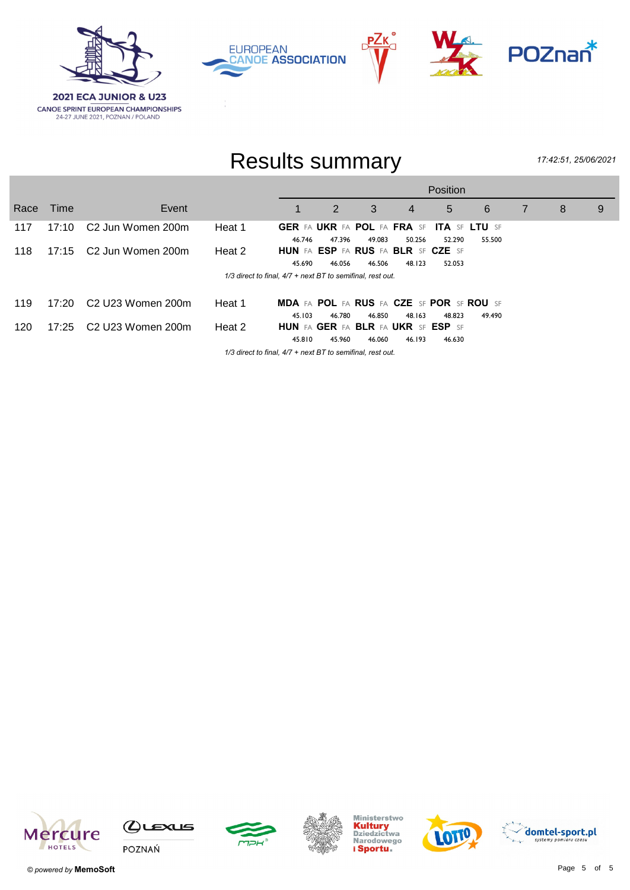2021 ECA JUNIOR & U23

CANOE SPRINT EUROPEAN CHAMPIONSHIPS

24-27 JUNE 2021, POZNAN / POLAND

# Results summary

*17:42:51, 25/06/2021*

| Race | Time | Event | | Position 1 | 2 | 3 | 4 | 5 | 6 | 7 | 8 | 9 |
|---|---|---|---|---|---|---|---|---|---|---|---|---|
| 117 | 17:10 | C2 Jun Women 200m | Heat 1 | **GER** FA 46.746 | **UKR** FA 47.396 | **POL** FA 49.083 | **FRA** SF 50.256 | **ITA** SF 52.290 | **LTU** SF 55.500 | | | |
| 118 | 17:15 | C2 Jun Women 200m | Heat 2 | **HUN** FA 45.690 | **ESP** FA 46.056 | **RUS** FA 46.506 | **BLR** SF 48.123 | **CZE** SF 52.053 | | | | |

*1/3 direct to final, 4/7 + next BT to semifinal, rest out.*

| Race | Time | Event | | Position 1 | 2 | 3 | 4 | 5 | 6 | 7 | 8 | 9 |
|---|---|---|---|---|---|---|---|---|---|---|---|---|
| 119 | 17:20 | C2 U23 Women 200m | Heat 1 | **MDA** FA 45.103 | **POL** FA 46.780 | **RUS** FA 46.850 | **CZE** SF 48.163 | **POR** SF 48.823 | **ROU** SF 49.490 | | | |
| 120 | 17:25 | C2 U23 Women 200m | Heat 2 | **HUN** FA 45.810 | **GER** FA 45.960 | **BLR** FA 46.060 | **UKR** SF 46.193 | **ESP** SF 46.630 | | | | |

*1/3 direct to final, 4/7 + next BT to semifinal, rest out.*

© powered by **MemoSoft**